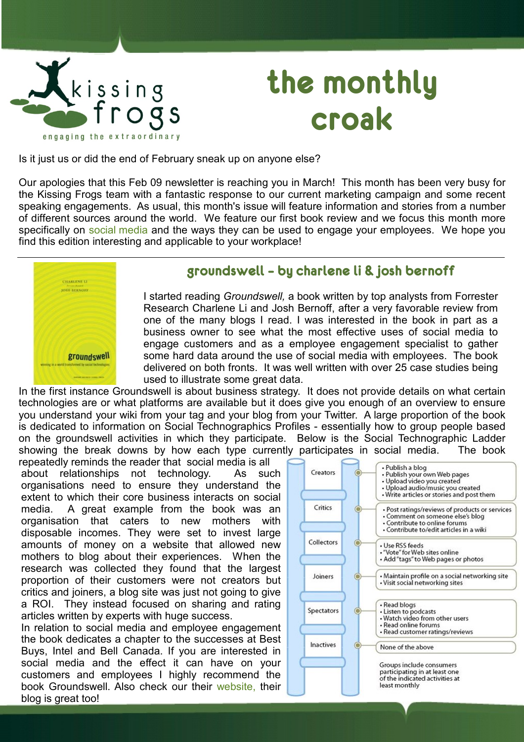kissing frogs

engaging the extraordinary

# the monthly croak

Is it just us or did the end of February sneak up on anyone else?

Our apologies that this Feb 09 newsletter is reaching you in March! This month has been very busy for the Kissing Frogs team with a fantastic response to our current marketing campaign and some recent speaking engagements. As usual, this month's issue will feature information and stories from a number of different sources around the world. We feature our first book review and we focus this month more specifically on social media and the ways they can be used to engage your employees. We hope you find this edition interesting and applicable to your workplace!

---

## groundswell - by charlene li & josh bernoff

I started reading *Groundswell,* a book written by top analysts from Forrester Research Charlene Li and Josh Bernoff, after a very favorable review from one of the many blogs I read. I was interested in the book in part as a business owner to see what the most effective uses of social media to engage customers and as a employee engagement specialist to gather some hard data around the use of social media with employees. The book delivered on both fronts. It was well written with over 25 case studies being used to illustrate some great data.

In the first instance Groundswell is about business strategy. It does not provide details on what certain technologies are or what platforms are available but it does give you enough of an overview to ensure you understand your wiki from your tag and your blog from your Twitter. A large proportion of the book is dedicated to information on Social Technographics Profiles - essentially how to group people based on the groundswell activities in which they participate. Below is the Social Technographic Ladder showing the break downs by how each type currently participates in social media. The book repeatedly reminds the reader that social media is all about relationships not technology. As such organisations need to ensure they understand the extent to which their core business interacts on social media. A great example from the book was an organisation that caters to new mothers with disposable incomes. They were set to invest large amounts of money on a website that allowed new mothers to blog about their experiences. When the research was collected they found that the largest proportion of their customers were not creators but critics and joiners, a blog site was just not going to give a ROI. They instead focused on sharing and rating articles written by experts with huge success.

In relation to social media and employee engagement the book dedicates a chapter to the successes at Best Buys, Intel and Bell Canada. If you are interested in social media and the effect it can have on your customers and employees I highly recommend the book Groundswell. Also check our their website, their blog is great too!

| Group | Activities |
|---|---|
| Creators | • Publish a blog<br>• Publish your own Web pages<br>• Upload video you created<br>• Upload audio/music you created<br>• Write articles or stories and post them |
| Critics | • Post ratings/reviews of products or services<br>• Comment on someone else's blog<br>• Contribute to online forums<br>• Contribute to/edit articles in a wiki |
| Collectors | • Use RSS feeds<br>• "Vote" for Web sites online<br>• Add "tags" to Web pages or photos |
| Joiners | • Maintain profile on a social networking site<br>• Visit social networking sites |
| Spectators | • Read blogs<br>• Listen to podcasts<br>• Watch video from other users<br>• Read online forums<br>• Read customer ratings/reviews |
| Inactives | None of the above |

Groups include consumers participating in at least one of the indicated activities at least monthly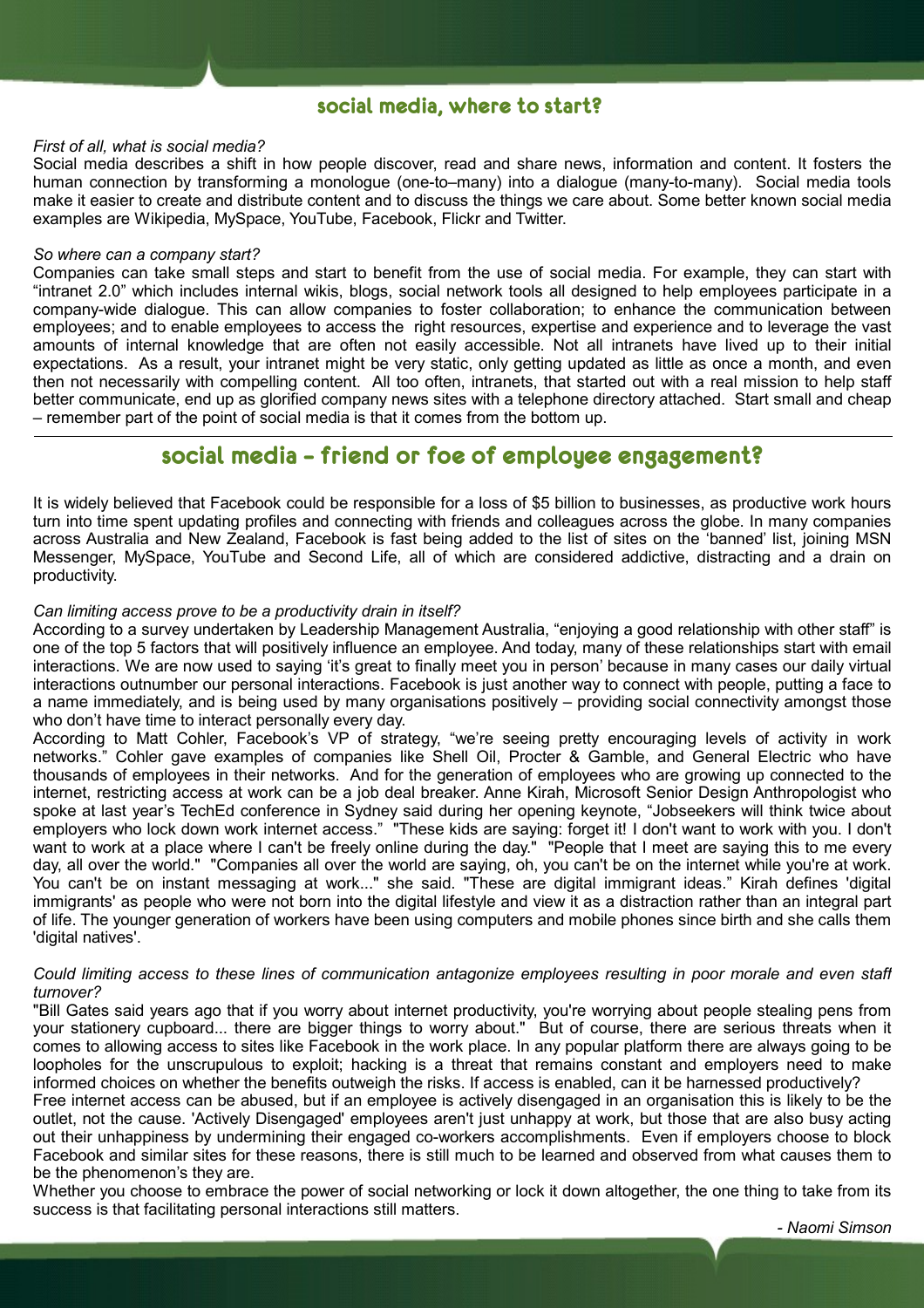## social media, where to start?

*First of all, what is social media?*

Social media describes a shift in how people discover, read and share news, information and content. It fosters the human connection by transforming a monologue (one-to–many) into a dialogue (many-to-many). Social media tools make it easier to create and distribute content and to discuss the things we care about. Some better known social media examples are Wikipedia, MySpace, YouTube, Facebook, Flickr and Twitter.

*So where can a company start?*

Companies can take small steps and start to benefit from the use of social media. For example, they can start with "intranet 2.0" which includes internal wikis, blogs, social network tools all designed to help employees participate in a company-wide dialogue. This can allow companies to foster collaboration; to enhance the communication between employees; and to enable employees to access the right resources, expertise and experience and to leverage the vast amounts of internal knowledge that are often not easily accessible. Not all intranets have lived up to their initial expectations. As a result, your intranet might be very static, only getting updated as little as once a month, and even then not necessarily with compelling content. All too often, intranets, that started out with a real mission to help staff better communicate, end up as glorified company news sites with a telephone directory attached. Start small and cheap – remember part of the point of social media is that it comes from the bottom up.

---

## social media - friend or foe of employee engagement?

It is widely believed that Facebook could be responsible for a loss of $5 billion to businesses, as productive work hours turn into time spent updating profiles and connecting with friends and colleagues across the globe. In many companies across Australia and New Zealand, Facebook is fast being added to the list of sites on the 'banned' list, joining MSN Messenger, MySpace, YouTube and Second Life, all of which are considered addictive, distracting and a drain on productivity.

*Can limiting access prove to be a productivity drain in itself?*

According to a survey undertaken by Leadership Management Australia, "enjoying a good relationship with other staff" is one of the top 5 factors that will positively influence an employee. And today, many of these relationships start with email interactions. We are now used to saying 'it's great to finally meet you in person' because in many cases our daily virtual interactions outnumber our personal interactions. Facebook is just another way to connect with people, putting a face to a name immediately, and is being used by many organisations positively – providing social connectivity amongst those who don't have time to interact personally every day.

According to Matt Cohler, Facebook's VP of strategy, "we're seeing pretty encouraging levels of activity in work networks." Cohler gave examples of companies like Shell Oil, Procter & Gamble, and General Electric who have thousands of employees in their networks. And for the generation of employees who are growing up connected to the internet, restricting access at work can be a job deal breaker. Anne Kirah, Microsoft Senior Design Anthropologist who spoke at last year's TechEd conference in Sydney said during her opening keynote, "Jobseekers will think twice about employers who lock down work internet access." "These kids are saying: forget it! I don't want to work with you. I don't want to work at a place where I can't be freely online during the day." "People that I meet are saying this to me every day, all over the world." "Companies all over the world are saying, oh, you can't be on the internet while you're at work. You can't be on instant messaging at work..." she said. "These are digital immigrant ideas." Kirah defines 'digital immigrants' as people who were not born into the digital lifestyle and view it as a distraction rather than an integral part of life. The younger generation of workers have been using computers and mobile phones since birth and she calls them 'digital natives'.

*Could limiting access to these lines of communication antagonize employees resulting in poor morale and even staff turnover?*

"Bill Gates said years ago that if you worry about internet productivity, you're worrying about people stealing pens from your stationery cupboard... there are bigger things to worry about." But of course, there are serious threats when it comes to allowing access to sites like Facebook in the work place. In any popular platform there are always going to be loopholes for the unscrupulous to exploit; hacking is a threat that remains constant and employers need to make informed choices on whether the benefits outweigh the risks. If access is enabled, can it be harnessed productively?

Free internet access can be abused, but if an employee is actively disengaged in an organisation this is likely to be the outlet, not the cause. 'Actively Disengaged' employees aren't just unhappy at work, but those that are also busy acting out their unhappiness by undermining their engaged co-workers accomplishments. Even if employers choose to block Facebook and similar sites for these reasons, there is still much to be learned and observed from what causes them to be the phenomenon's they are.

Whether you choose to embrace the power of social networking or lock it down altogether, the one thing to take from its success is that facilitating personal interactions still matters.

*- Naomi Simson*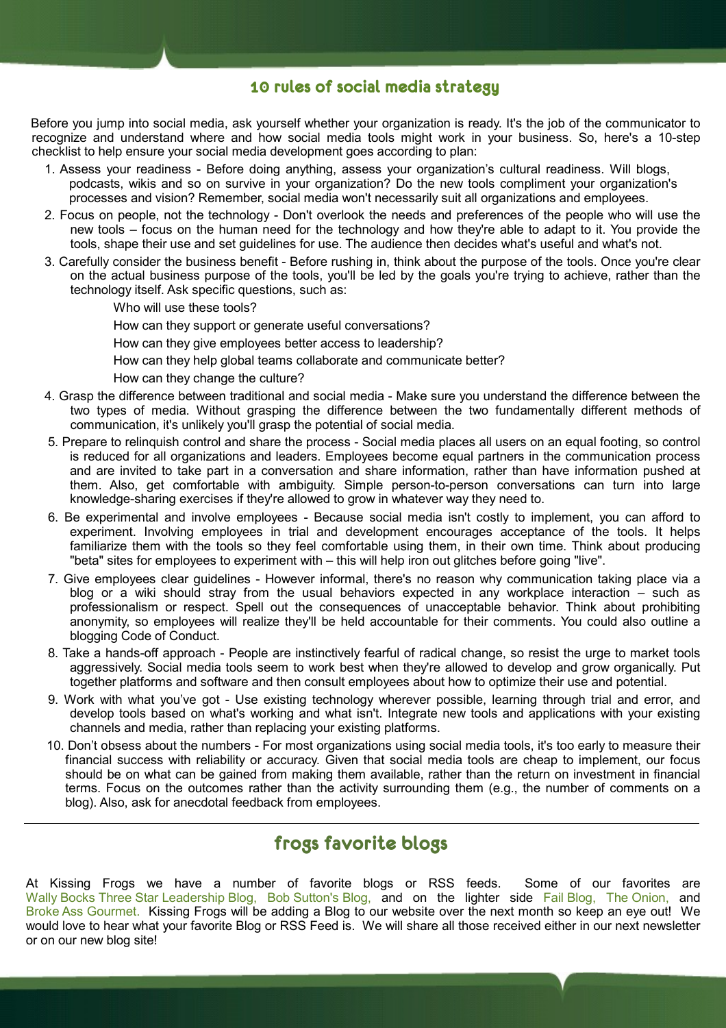## 10 rules of social media strategy

Before you jump into social media, ask yourself whether your organization is ready. It's the job of the communicator to recognize and understand where and how social media tools might work in your business. So, here's a 10-step checklist to help ensure your social media development goes according to plan:

1. Assess your readiness - Before doing anything, assess your organization's cultural readiness. Will blogs, podcasts, wikis and so on survive in your organization? Do the new tools compliment your organization's processes and vision? Remember, social media won't necessarily suit all organizations and employees.
2. Focus on people, not the technology - Don't overlook the needs and preferences of the people who will use the new tools – focus on the human need for the technology and how they're able to adapt to it. You provide the tools, shape their use and set guidelines for use. The audience then decides what's useful and what's not.
3. Carefully consider the business benefit - Before rushing in, think about the purpose of the tools. Once you're clear on the actual business purpose of the tools, you'll be led by the goals you're trying to achieve, rather than the technology itself. Ask specific questions, such as:

   Who will use these tools?

   How can they support or generate useful conversations?

   How can they give employees better access to leadership?

   How can they help global teams collaborate and communicate better?

   How can they change the culture?
4. Grasp the difference between traditional and social media - Make sure you understand the difference between the two types of media. Without grasping the difference between the two fundamentally different methods of communication, it's unlikely you'll grasp the potential of social media.
5. Prepare to relinquish control and share the process - Social media places all users on an equal footing, so control is reduced for all organizations and leaders. Employees become equal partners in the communication process and are invited to take part in a conversation and share information, rather than have information pushed at them. Also, get comfortable with ambiguity. Simple person-to-person conversations can turn into large knowledge-sharing exercises if they're allowed to grow in whatever way they need to.
6. Be experimental and involve employees - Because social media isn't costly to implement, you can afford to experiment. Involving employees in trial and development encourages acceptance of the tools. It helps familiarize them with the tools so they feel comfortable using them, in their own time. Think about producing "beta" sites for employees to experiment with – this will help iron out glitches before going "live".
7. Give employees clear guidelines - However informal, there's no reason why communication taking place via a blog or a wiki should stray from the usual behaviors expected in any workplace interaction – such as professionalism or respect. Spell out the consequences of unacceptable behavior. Think about prohibiting anonymity, so employees will realize they'll be held accountable for their comments. You could also outline a blogging Code of Conduct.
8. Take a hands-off approach - People are instinctively fearful of radical change, so resist the urge to market tools aggressively. Social media tools seem to work best when they're allowed to develop and grow organically. Put together platforms and software and then consult employees about how to optimize their use and potential.
9. Work with what you've got - Use existing technology wherever possible, learning through trial and error, and develop tools based on what's working and what isn't. Integrate new tools and applications with your existing channels and media, rather than replacing your existing platforms.
10. Don't obsess about the numbers - For most organizations using social media tools, it's too early to measure their financial success with reliability or accuracy. Given that social media tools are cheap to implement, our focus should be on what can be gained from making them available, rather than the return on investment in financial terms. Focus on the outcomes rather than the activity surrounding them (e.g., the number of comments on a blog). Also, ask for anecdotal feedback from employees.

---

## frogs favorite blogs

At Kissing Frogs we have a number of favorite blogs or RSS feeds. Some of our favorites are Wally Bocks Three Star Leadership Blog, Bob Sutton's Blog, and on the lighter side Fail Blog, The Onion, and Broke Ass Gourmet. Kissing Frogs will be adding a Blog to our website over the next month so keep an eye out! We would love to hear what your favorite Blog or RSS Feed is. We will share all those received either in our next newsletter or on our new blog site!